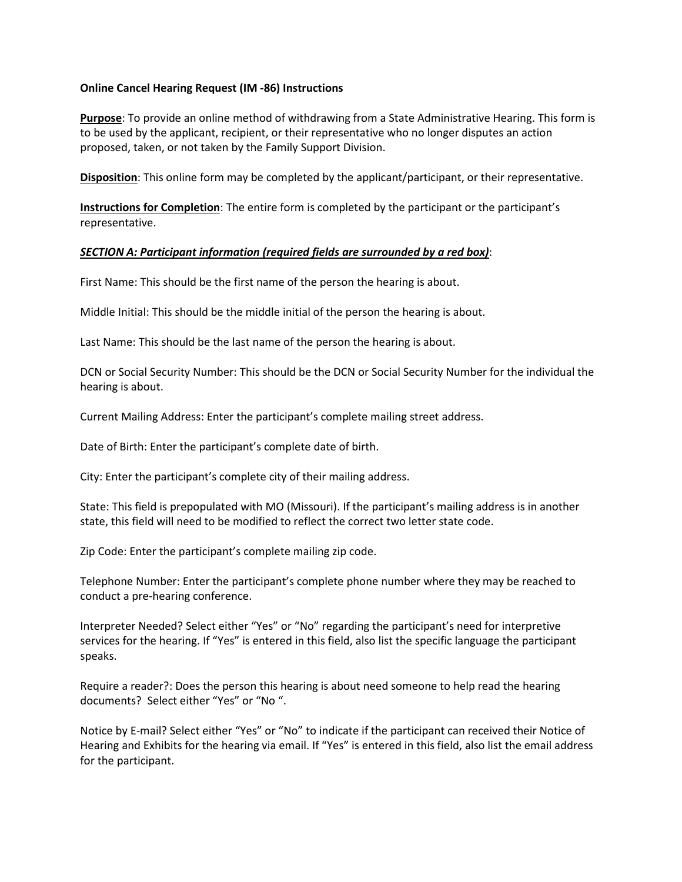**Online Cancel Hearing Request (IM -86) Instructions**

**<u>Purpose</u>**: To provide an online method of withdrawing from a State Administrative Hearing. This form is to be used by the applicant, recipient, or their representative who no longer disputes an action proposed, taken, or not taken by the Family Support Division.

**<u>Disposition</u>**: This online form may be completed by the applicant/participant, or their representative.

**<u>Instructions for Completion</u>**: The entire form is completed by the participant or the participant's representative.

***<u>SECTION A: Participant information (required fields are surrounded by a red box)</u>***:

First Name: This should be the first name of the person the hearing is about.

Middle Initial: This should be the middle initial of the person the hearing is about.

Last Name: This should be the last name of the person the hearing is about.

DCN or Social Security Number: This should be the DCN or Social Security Number for the individual the hearing is about.

Current Mailing Address: Enter the participant's complete mailing street address.

Date of Birth: Enter the participant's complete date of birth.

City: Enter the participant's complete city of their mailing address.

State: This field is prepopulated with MO (Missouri). If the participant's mailing address is in another state, this field will need to be modified to reflect the correct two letter state code.

Zip Code: Enter the participant's complete mailing zip code.

Telephone Number: Enter the participant's complete phone number where they may be reached to conduct a pre-hearing conference.

Interpreter Needed? Select either "Yes" or "No" regarding the participant's need for interpretive services for the hearing. If "Yes" is entered in this field, also list the specific language the participant speaks.

Require a reader?: Does the person this hearing is about need someone to help read the hearing documents? Select either "Yes" or "No ".

Notice by E-mail? Select either "Yes" or "No" to indicate if the participant can received their Notice of Hearing and Exhibits for the hearing via email. If "Yes" is entered in this field, also list the email address for the participant.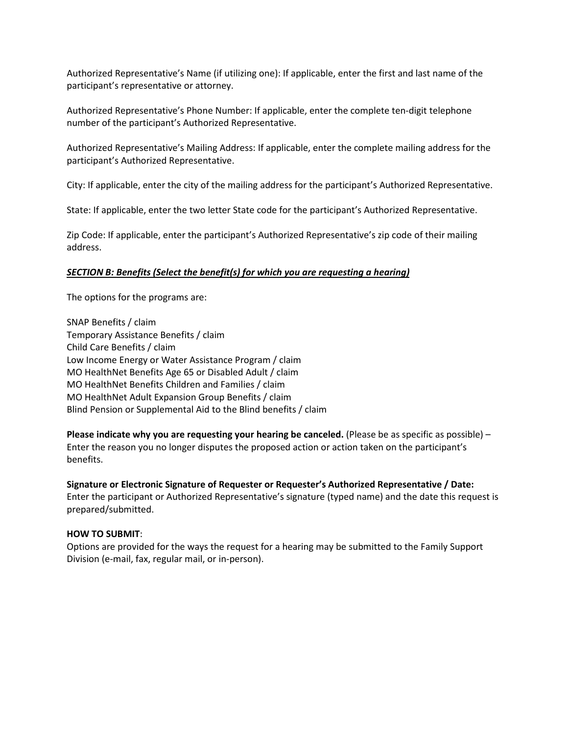Authorized Representative's Name (if utilizing one): If applicable, enter the first and last name of the participant's representative or attorney.

Authorized Representative's Phone Number: If applicable, enter the complete ten-digit telephone number of the participant's Authorized Representative.

Authorized Representative's Mailing Address: If applicable, enter the complete mailing address for the participant's Authorized Representative.

City: If applicable, enter the city of the mailing address for the participant's Authorized Representative.

State: If applicable, enter the two letter State code for the participant's Authorized Representative.

Zip Code: If applicable, enter the participant's Authorized Representative's zip code of their mailing address.

***<u>SECTION B: Benefits (Select the benefit(s) for which you are requesting a hearing)</u>***

The options for the programs are:

SNAP Benefits / claim
Temporary Assistance Benefits / claim
Child Care Benefits / claim
Low Income Energy or Water Assistance Program / claim
MO HealthNet Benefits Age 65 or Disabled Adult / claim
MO HealthNet Benefits Children and Families / claim
MO HealthNet Adult Expansion Group Benefits / claim
Blind Pension or Supplemental Aid to the Blind benefits / claim

**Please indicate why you are requesting your hearing be canceled.** (Please be as specific as possible) – Enter the reason you no longer disputes the proposed action or action taken on the participant's benefits.

**Signature or Electronic Signature of Requester or Requester's Authorized Representative / Date:** Enter the participant or Authorized Representative's signature (typed name) and the date this request is prepared/submitted.

**HOW TO SUBMIT**:
Options are provided for the ways the request for a hearing may be submitted to the Family Support Division (e-mail, fax, regular mail, or in-person).